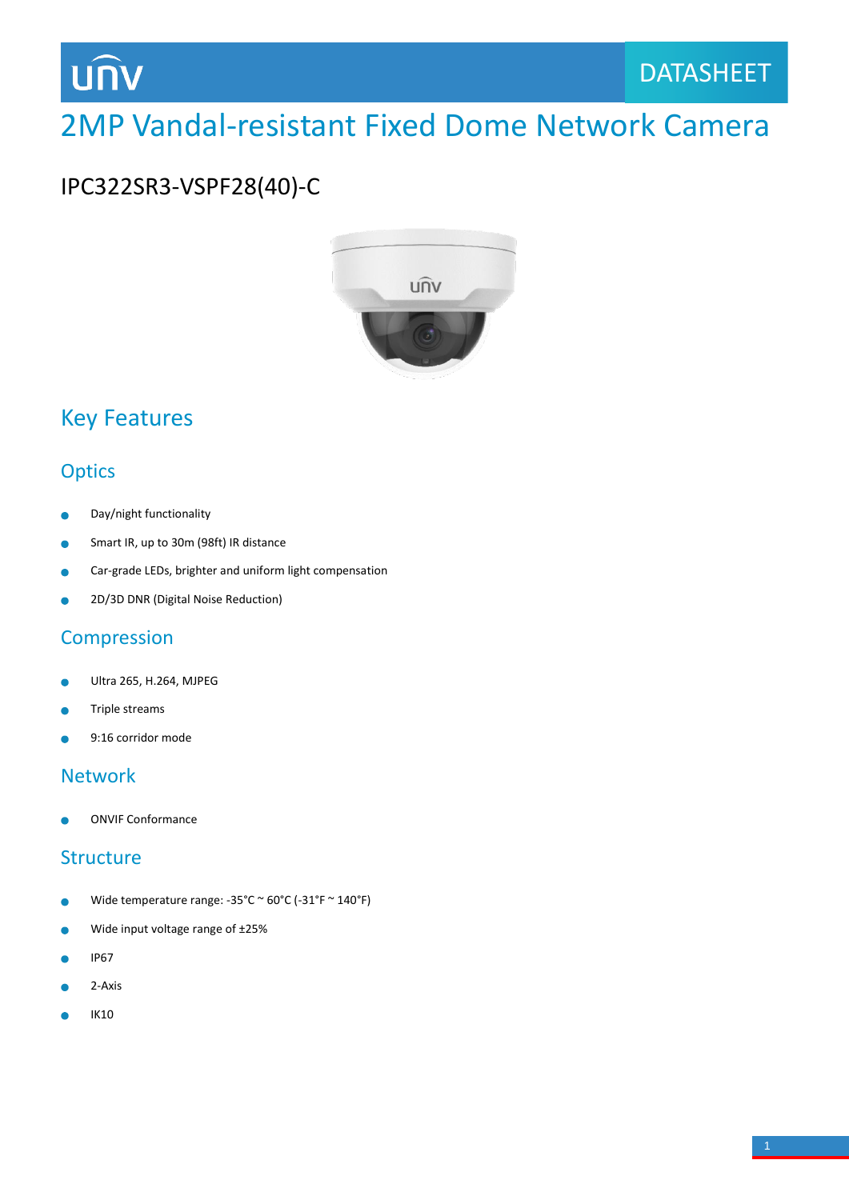UNV

DATASHEET

# 2MP Vandal-resistant Fixed Dome Network Camera

## IPC322SR3-VSPF28(40)-C

## Key Features

### Optics

- Day/night functionality
- Smart IR, up to 30m (98ft) IR distance
- Car-grade LEDs, brighter and uniform light compensation
- 2D/3D DNR (Digital Noise Reduction)

### Compression

- Ultra 265, H.264, MJPEG
- Triple streams
- 9:16 corridor mode

### Network

- ONVIF Conformance

### Structure

- Wide temperature range: -35°C ~ 60°C (-31°F ~ 140°F)
- Wide input voltage range of ±25%
- IP67
- 2-Axis
- IK10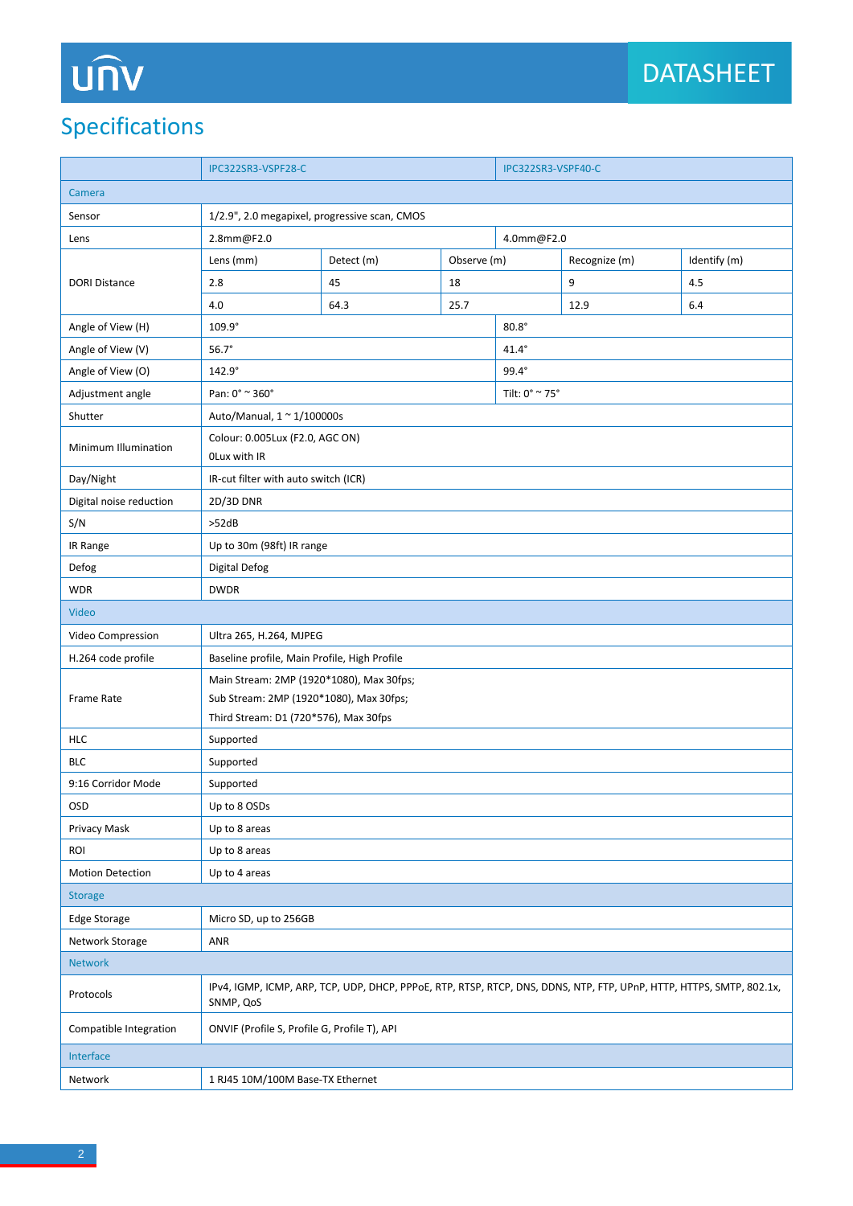DATASHEET

## Specifications

| | IPC322SR3-VSPF28-C | | | | IPC322SR3-VSPF40-C |
|---|---|---|---|---|---|
| **Camera** | | | | | |
| Sensor | 1/2.9", 2.0 megapixel, progressive scan, CMOS | | | | |
| Lens | 2.8mm@F2.0 | | | | 4.0mm@F2.0 |
| DORI Distance | Lens (mm) | Detect (m) | Observe (m) | Recognize (m) | Identify (m) |
| | 2.8 | 45 | 18 | 9 | 4.5 |
| | 4.0 | 64.3 | 25.7 | 12.9 | 6.4 |
| Angle of View (H) | 109.9° | | | | 80.8° |
| Angle of View (V) | 56.7° | | | | 41.4° |
| Angle of View (O) | 142.9° | | | | 99.4° |
| Adjustment angle | Pan: 0° ~ 360° | | | | Tilt: 0° ~ 75° |
| Shutter | Auto/Manual, 1 ~ 1/100000s | | | | |
| Minimum Illumination | Colour: 0.005Lux (F2.0, AGC ON)<br>0Lux with IR | | | | |
| Day/Night | IR-cut filter with auto switch (ICR) | | | | |
| Digital noise reduction | 2D/3D DNR | | | | |
| S/N | >52dB | | | | |
| IR Range | Up to 30m (98ft) IR range | | | | |
| Defog | Digital Defog | | | | |
| WDR | DWDR | | | | |
| **Video** | | | | | |
| Video Compression | Ultra 265, H.264, MJPEG | | | | |
| H.264 code profile | Baseline profile, Main Profile, High Profile | | | | |
| Frame Rate | Main Stream: 2MP (1920*1080), Max 30fps;<br>Sub Stream: 2MP (1920*1080), Max 30fps;<br>Third Stream: D1 (720*576), Max 30fps | | | | |
| HLC | Supported | | | | |
| BLC | Supported | | | | |
| 9:16 Corridor Mode | Supported | | | | |
| OSD | Up to 8 OSDs | | | | |
| Privacy Mask | Up to 8 areas | | | | |
| ROI | Up to 8 areas | | | | |
| Motion Detection | Up to 4 areas | | | | |
| **Storage** | | | | | |
| Edge Storage | Micro SD, up to 256GB | | | | |
| Network Storage | ANR | | | | |
| **Network** | | | | | |
| Protocols | IPv4, IGMP, ICMP, ARP, TCP, UDP, DHCP, PPPoE, RTP, RTSP, RTCP, DNS, DDNS, NTP, FTP, UPnP, HTTP, HTTPS, SMTP, 802.1x, SNMP, QoS | | | | |
| Compatible Integration | ONVIF (Profile S, Profile G, Profile T), API | | | | |
| **Interface** | | | | | |
| Network | 1 RJ45 10M/100M Base-TX Ethernet | | | | |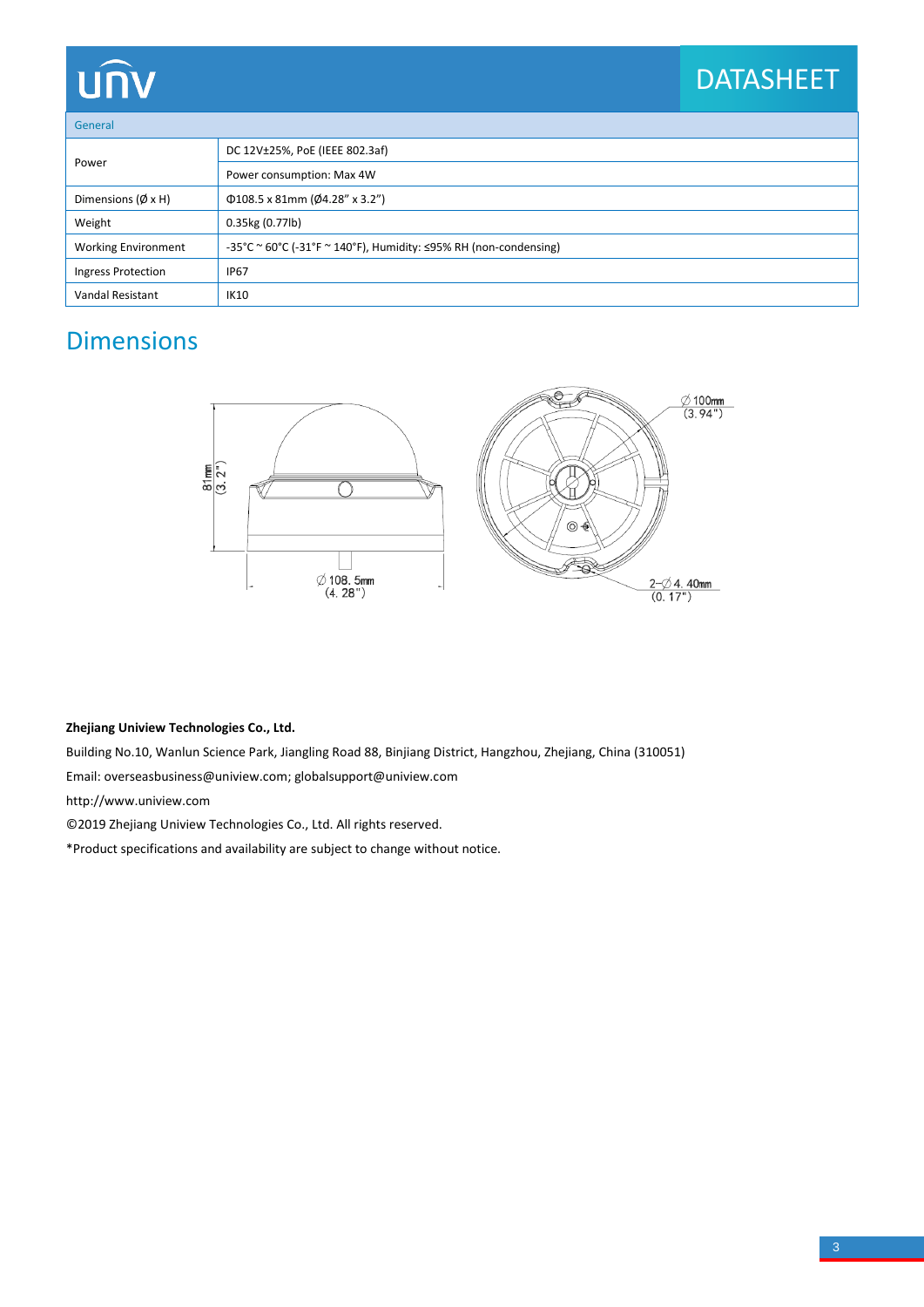| General | |
| --- | --- |
| Power | DC 12V±25%, PoE (IEEE 802.3af) |
| | Power consumption: Max 4W |
| Dimensions (Ø x H) | Φ108.5 x 81mm (Ø4.28" x 3.2") |
| Weight | 0.35kg (0.77lb) |
| Working Environment | -35°C ~ 60°C (-31°F ~ 140°F), Humidity: ≤95% RH (non-condensing) |
| Ingress Protection | IP67 |
| Vandal Resistant | IK10 |

## Dimensions

81mm
(3.2")

Ø 108.5mm
(4.28")

Ø 100mm
(3.94")

2-Ø 4.40mm
(0.17")

**Zhejiang Uniview Technologies Co., Ltd.**

Building No.10, Wanlun Science Park, Jiangling Road 88, Binjiang District, Hangzhou, Zhejiang, China (310051)

Email: overseasbusiness@uniview.com; globalsupport@uniview.com

http://www.uniview.com

©2019 Zhejiang Uniview Technologies Co., Ltd. All rights reserved.

*Product specifications and availability are subject to change without notice.